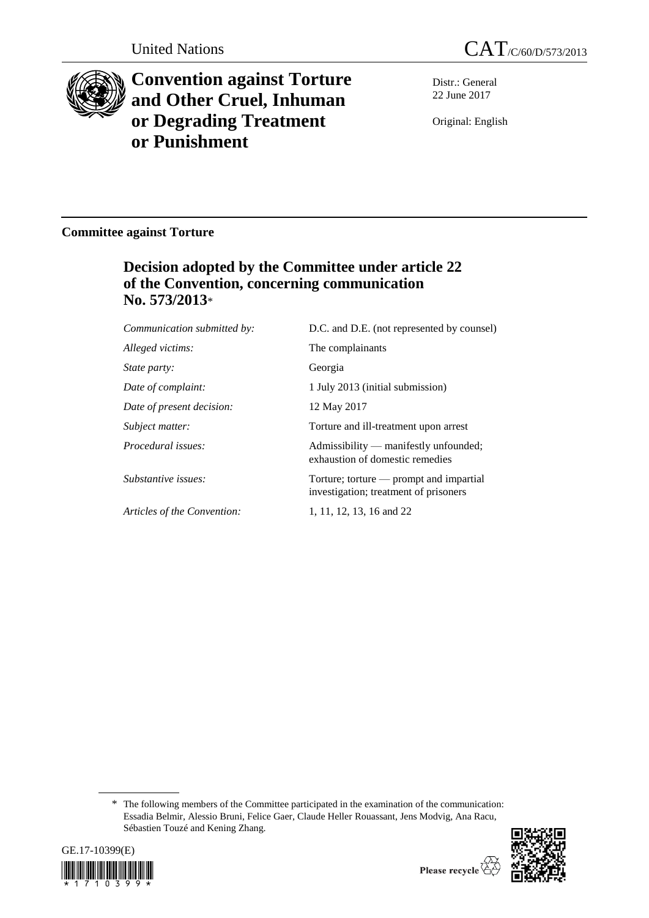United Nations

CAT/C/60/D/573/2013

# Convention against Torture and Other Cruel, Inhuman or Degrading Treatment or Punishment

Distr.: General
22 June 2017

Original: English

**Committee against Torture**

## Decision adopted by the Committee under article 22 of the Convention, concerning communication No. 573/2013*

| | |
|---|---|
| *Communication submitted by:* | D.C. and D.E. (not represented by counsel) |
| *Alleged victims:* | The complainants |
| *State party:* | Georgia |
| *Date of complaint:* | 1 July 2013 (initial submission) |
| *Date of present decision:* | 12 May 2017 |
| *Subject matter:* | Torture and ill-treatment upon arrest |
| *Procedural issues:* | Admissibility — manifestly unfounded; exhaustion of domestic remedies |
| *Substantive issues:* | Torture; torture — prompt and impartial investigation; treatment of prisoners |
| *Articles of the Convention:* | 1, 11, 12, 13, 16 and 22 |

\* The following members of the Committee participated in the examination of the communication: Essadia Belmir, Alessio Bruni, Felice Gaer, Claude Heller Rouassant, Jens Modvig, Ana Racu, Sébastien Touzé and Kening Zhang.

GE.17-10399(E)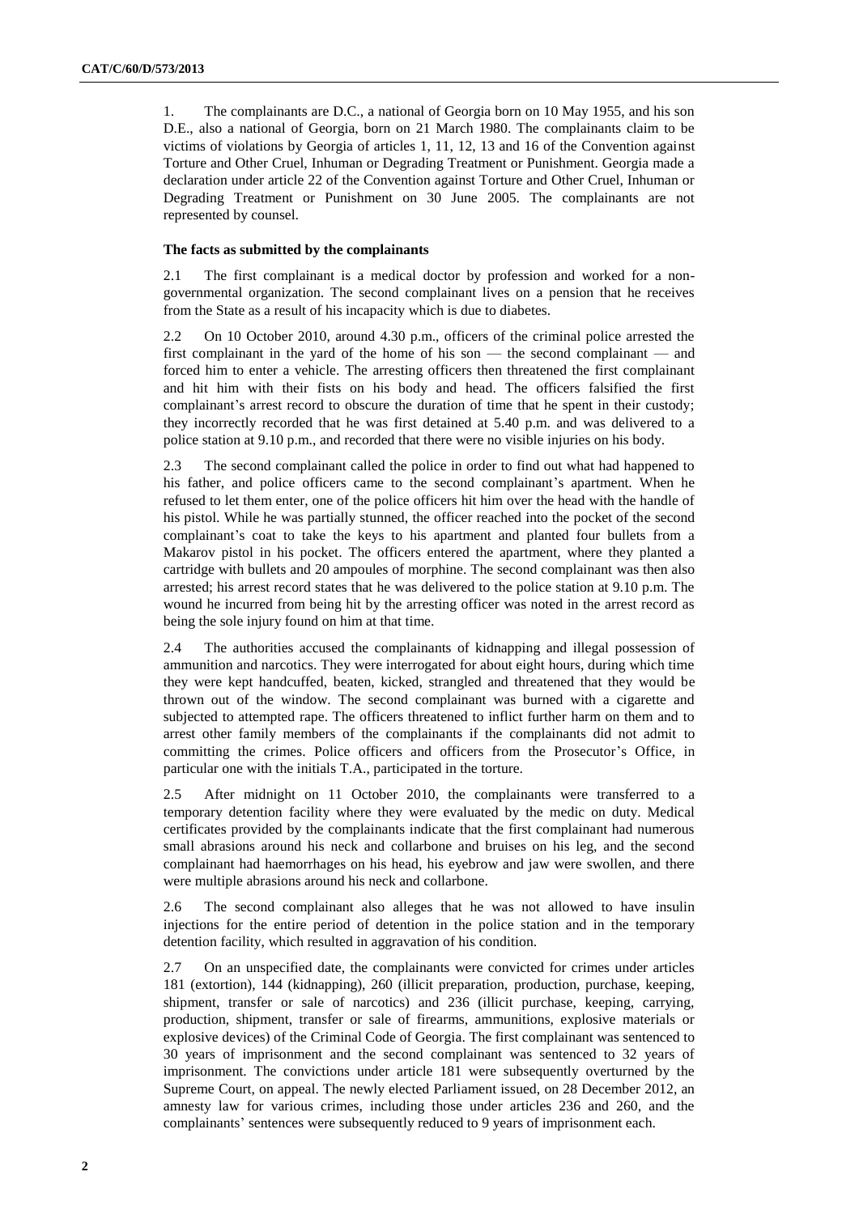1. The complainants are D.C., a national of Georgia born on 10 May 1955, and his son D.E., also a national of Georgia, born on 21 March 1980. The complainants claim to be victims of violations by Georgia of articles 1, 11, 12, 13 and 16 of the Convention against Torture and Other Cruel, Inhuman or Degrading Treatment or Punishment. Georgia made a declaration under article 22 of the Convention against Torture and Other Cruel, Inhuman or Degrading Treatment or Punishment on 30 June 2005. The complainants are not represented by counsel.

**The facts as submitted by the complainants**

2.1 The first complainant is a medical doctor by profession and worked for a non-governmental organization. The second complainant lives on a pension that he receives from the State as a result of his incapacity which is due to diabetes.

2.2 On 10 October 2010, around 4.30 p.m., officers of the criminal police arrested the first complainant in the yard of the home of his son — the second complainant — and forced him to enter a vehicle. The arresting officers then threatened the first complainant and hit him with their fists on his body and head. The officers falsified the first complainant's arrest record to obscure the duration of time that he spent in their custody; they incorrectly recorded that he was first detained at 5.40 p.m. and was delivered to a police station at 9.10 p.m., and recorded that there were no visible injuries on his body.

2.3 The second complainant called the police in order to find out what had happened to his father, and police officers came to the second complainant's apartment. When he refused to let them enter, one of the police officers hit him over the head with the handle of his pistol. While he was partially stunned, the officer reached into the pocket of the second complainant's coat to take the keys to his apartment and planted four bullets from a Makarov pistol in his pocket. The officers entered the apartment, where they planted a cartridge with bullets and 20 ampoules of morphine. The second complainant was then also arrested; his arrest record states that he was delivered to the police station at 9.10 p.m. The wound he incurred from being hit by the arresting officer was noted in the arrest record as being the sole injury found on him at that time.

2.4 The authorities accused the complainants of kidnapping and illegal possession of ammunition and narcotics. They were interrogated for about eight hours, during which time they were kept handcuffed, beaten, kicked, strangled and threatened that they would be thrown out of the window. The second complainant was burned with a cigarette and subjected to attempted rape. The officers threatened to inflict further harm on them and to arrest other family members of the complainants if the complainants did not admit to committing the crimes. Police officers and officers from the Prosecutor's Office, in particular one with the initials T.A., participated in the torture.

2.5 After midnight on 11 October 2010, the complainants were transferred to a temporary detention facility where they were evaluated by the medic on duty. Medical certificates provided by the complainants indicate that the first complainant had numerous small abrasions around his neck and collarbone and bruises on his leg, and the second complainant had haemorrhages on his head, his eyebrow and jaw were swollen, and there were multiple abrasions around his neck and collarbone.

2.6 The second complainant also alleges that he was not allowed to have insulin injections for the entire period of detention in the police station and in the temporary detention facility, which resulted in aggravation of his condition.

2.7 On an unspecified date, the complainants were convicted for crimes under articles 181 (extortion), 144 (kidnapping), 260 (illicit preparation, production, purchase, keeping, shipment, transfer or sale of narcotics) and 236 (illicit purchase, keeping, carrying, production, shipment, transfer or sale of firearms, ammunitions, explosive materials or explosive devices) of the Criminal Code of Georgia. The first complainant was sentenced to 30 years of imprisonment and the second complainant was sentenced to 32 years of imprisonment. The convictions under article 181 were subsequently overturned by the Supreme Court, on appeal. The newly elected Parliament issued, on 28 December 2012, an amnesty law for various crimes, including those under articles 236 and 260, and the complainants' sentences were subsequently reduced to 9 years of imprisonment each.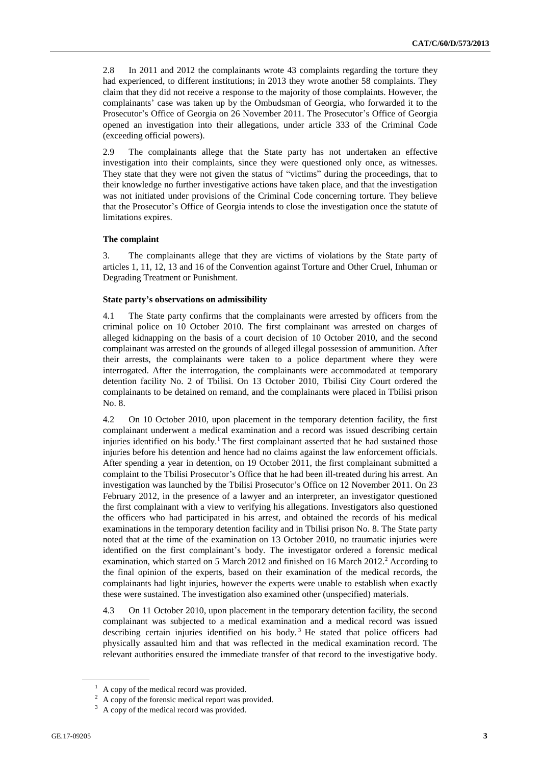2.8 In 2011 and 2012 the complainants wrote 43 complaints regarding the torture they had experienced, to different institutions; in 2013 they wrote another 58 complaints. They claim that they did not receive a response to the majority of those complaints. However, the complainants' case was taken up by the Ombudsman of Georgia, who forwarded it to the Prosecutor's Office of Georgia on 26 November 2011. The Prosecutor's Office of Georgia opened an investigation into their allegations, under article 333 of the Criminal Code (exceeding official powers).

2.9 The complainants allege that the State party has not undertaken an effective investigation into their complaints, since they were questioned only once, as witnesses. They state that they were not given the status of "victims" during the proceedings, that to their knowledge no further investigative actions have taken place, and that the investigation was not initiated under provisions of the Criminal Code concerning torture. They believe that the Prosecutor's Office of Georgia intends to close the investigation once the statute of limitations expires.

### The complaint

3. The complainants allege that they are victims of violations by the State party of articles 1, 11, 12, 13 and 16 of the Convention against Torture and Other Cruel, Inhuman or Degrading Treatment or Punishment.

### State party's observations on admissibility

4.1 The State party confirms that the complainants were arrested by officers from the criminal police on 10 October 2010. The first complainant was arrested on charges of alleged kidnapping on the basis of a court decision of 10 October 2010, and the second complainant was arrested on the grounds of alleged illegal possession of ammunition. After their arrests, the complainants were taken to a police department where they were interrogated. After the interrogation, the complainants were accommodated at temporary detention facility No. 2 of Tbilisi. On 13 October 2010, Tbilisi City Court ordered the complainants to be detained on remand, and the complainants were placed in Tbilisi prison No. 8.

4.2 On 10 October 2010, upon placement in the temporary detention facility, the first complainant underwent a medical examination and a record was issued describing certain injuries identified on his body.[1] The first complainant asserted that he had sustained those injuries before his detention and hence had no claims against the law enforcement officials. After spending a year in detention, on 19 October 2011, the first complainant submitted a complaint to the Tbilisi Prosecutor's Office that he had been ill-treated during his arrest. An investigation was launched by the Tbilisi Prosecutor's Office on 12 November 2011. On 23 February 2012, in the presence of a lawyer and an interpreter, an investigator questioned the first complainant with a view to verifying his allegations. Investigators also questioned the officers who had participated in his arrest, and obtained the records of his medical examinations in the temporary detention facility and in Tbilisi prison No. 8. The State party noted that at the time of the examination on 13 October 2010, no traumatic injuries were identified on the first complainant's body. The investigator ordered a forensic medical examination, which started on 5 March 2012 and finished on 16 March 2012.[2] According to the final opinion of the experts, based on their examination of the medical records, the complainants had light injuries, however the experts were unable to establish when exactly these were sustained. The investigation also examined other (unspecified) materials.

4.3 On 11 October 2010, upon placement in the temporary detention facility, the second complainant was subjected to a medical examination and a medical record was issued describing certain injuries identified on his body.[3] He stated that police officers had physically assaulted him and that was reflected in the medical examination record. The relevant authorities ensured the immediate transfer of that record to the investigative body.

[1] A copy of the medical record was provided.

[2] A copy of the forensic medical report was provided.

[3] A copy of the medical record was provided.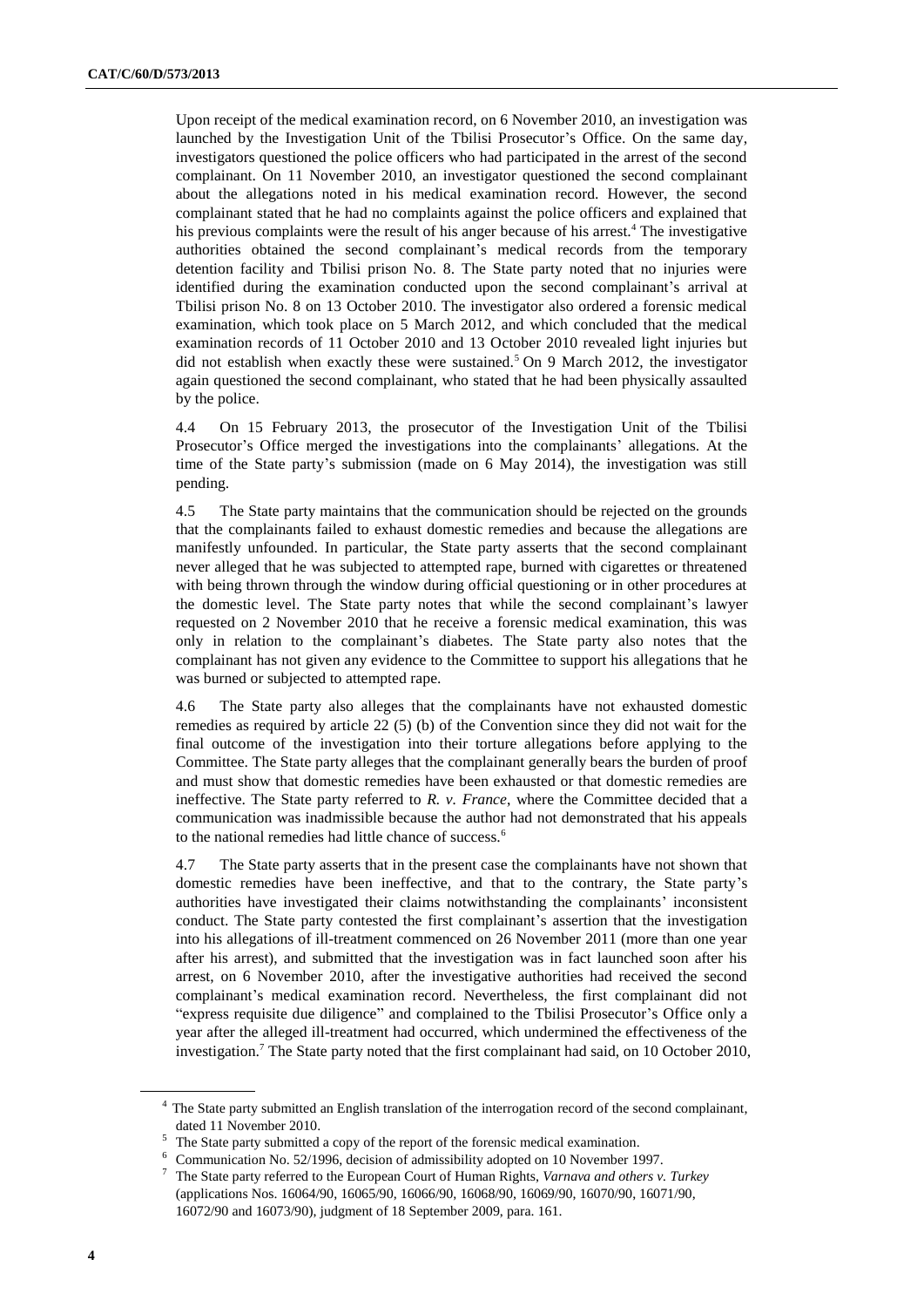Upon receipt of the medical examination record, on 6 November 2010, an investigation was launched by the Investigation Unit of the Tbilisi Prosecutor's Office. On the same day, investigators questioned the police officers who had participated in the arrest of the second complainant. On 11 November 2010, an investigator questioned the second complainant about the allegations noted in his medical examination record. However, the second complainant stated that he had no complaints against the police officers and explained that his previous complaints were the result of his anger because of his arrest.[4] The investigative authorities obtained the second complainant's medical records from the temporary detention facility and Tbilisi prison No. 8. The State party noted that no injuries were identified during the examination conducted upon the second complainant's arrival at Tbilisi prison No. 8 on 13 October 2010. The investigator also ordered a forensic medical examination, which took place on 5 March 2012, and which concluded that the medical examination records of 11 October 2010 and 13 October 2010 revealed light injuries but did not establish when exactly these were sustained.[5] On 9 March 2012, the investigator again questioned the second complainant, who stated that he had been physically assaulted by the police.

4.4 On 15 February 2013, the prosecutor of the Investigation Unit of the Tbilisi Prosecutor's Office merged the investigations into the complainants' allegations. At the time of the State party's submission (made on 6 May 2014), the investigation was still pending.

4.5 The State party maintains that the communication should be rejected on the grounds that the complainants failed to exhaust domestic remedies and because the allegations are manifestly unfounded. In particular, the State party asserts that the second complainant never alleged that he was subjected to attempted rape, burned with cigarettes or threatened with being thrown through the window during official questioning or in other procedures at the domestic level. The State party notes that while the second complainant's lawyer requested on 2 November 2010 that he receive a forensic medical examination, this was only in relation to the complainant's diabetes. The State party also notes that the complainant has not given any evidence to the Committee to support his allegations that he was burned or subjected to attempted rape.

4.6 The State party also alleges that the complainants have not exhausted domestic remedies as required by article 22 (5) (b) of the Convention since they did not wait for the final outcome of the investigation into their torture allegations before applying to the Committee. The State party alleges that the complainant generally bears the burden of proof and must show that domestic remedies have been exhausted or that domestic remedies are ineffective. The State party referred to *R. v. France*, where the Committee decided that a communication was inadmissible because the author had not demonstrated that his appeals to the national remedies had little chance of success.[6]

4.7 The State party asserts that in the present case the complainants have not shown that domestic remedies have been ineffective, and that to the contrary, the State party's authorities have investigated their claims notwithstanding the complainants' inconsistent conduct. The State party contested the first complainant's assertion that the investigation into his allegations of ill-treatment commenced on 26 November 2011 (more than one year after his arrest), and submitted that the investigation was in fact launched soon after his arrest, on 6 November 2010, after the investigative authorities had received the second complainant's medical examination record. Nevertheless, the first complainant did not "express requisite due diligence" and complained to the Tbilisi Prosecutor's Office only a year after the alleged ill-treatment had occurred, which undermined the effectiveness of the investigation.[7] The State party noted that the first complainant had said, on 10 October 2010,

---

[4] The State party submitted an English translation of the interrogation record of the second complainant, dated 11 November 2010.

[5] The State party submitted a copy of the report of the forensic medical examination.

[6] Communication No. 52/1996, decision of admissibility adopted on 10 November 1997.

[7] The State party referred to the European Court of Human Rights, *Varnava and others v. Turkey* (applications Nos. 16064/90, 16065/90, 16066/90, 16068/90, 16069/90, 16070/90, 16071/90, 16072/90 and 16073/90), judgment of 18 September 2009, para. 161.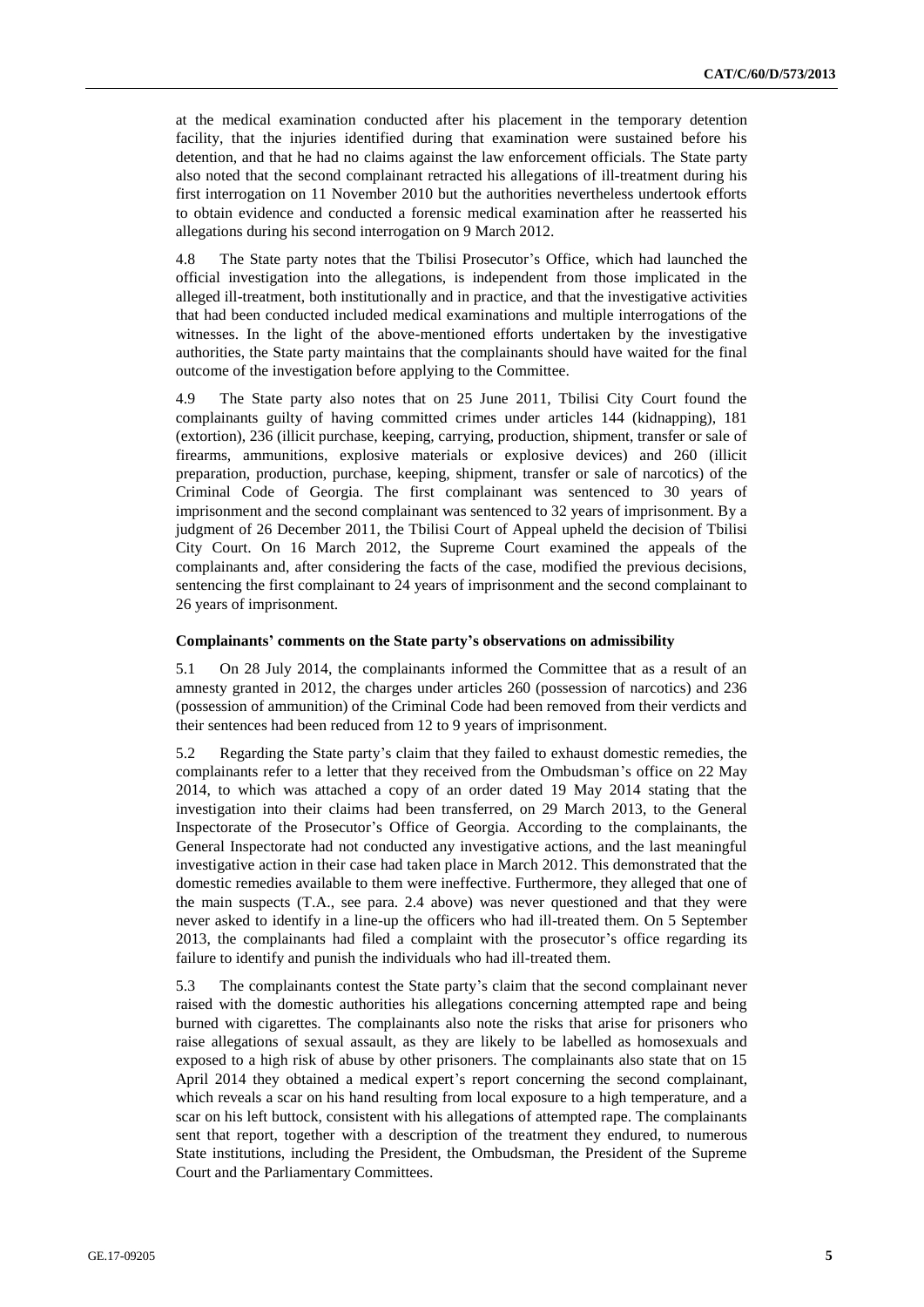at the medical examination conducted after his placement in the temporary detention facility, that the injuries identified during that examination were sustained before his detention, and that he had no claims against the law enforcement officials. The State party also noted that the second complainant retracted his allegations of ill-treatment during his first interrogation on 11 November 2010 but the authorities nevertheless undertook efforts to obtain evidence and conducted a forensic medical examination after he reasserted his allegations during his second interrogation on 9 March 2012.

4.8 The State party notes that the Tbilisi Prosecutor's Office, which had launched the official investigation into the allegations, is independent from those implicated in the alleged ill-treatment, both institutionally and in practice, and that the investigative activities that had been conducted included medical examinations and multiple interrogations of the witnesses. In the light of the above-mentioned efforts undertaken by the investigative authorities, the State party maintains that the complainants should have waited for the final outcome of the investigation before applying to the Committee.

4.9 The State party also notes that on 25 June 2011, Tbilisi City Court found the complainants guilty of having committed crimes under articles 144 (kidnapping), 181 (extortion), 236 (illicit purchase, keeping, carrying, production, shipment, transfer or sale of firearms, ammunitions, explosive materials or explosive devices) and 260 (illicit preparation, production, purchase, keeping, shipment, transfer or sale of narcotics) of the Criminal Code of Georgia. The first complainant was sentenced to 30 years of imprisonment and the second complainant was sentenced to 32 years of imprisonment. By a judgment of 26 December 2011, the Tbilisi Court of Appeal upheld the decision of Tbilisi City Court. On 16 March 2012, the Supreme Court examined the appeals of the complainants and, after considering the facts of the case, modified the previous decisions, sentencing the first complainant to 24 years of imprisonment and the second complainant to 26 years of imprisonment.

### Complainants' comments on the State party's observations on admissibility

5.1 On 28 July 2014, the complainants informed the Committee that as a result of an amnesty granted in 2012, the charges under articles 260 (possession of narcotics) and 236 (possession of ammunition) of the Criminal Code had been removed from their verdicts and their sentences had been reduced from 12 to 9 years of imprisonment.

5.2 Regarding the State party's claim that they failed to exhaust domestic remedies, the complainants refer to a letter that they received from the Ombudsman's office on 22 May 2014, to which was attached a copy of an order dated 19 May 2014 stating that the investigation into their claims had been transferred, on 29 March 2013, to the General Inspectorate of the Prosecutor's Office of Georgia. According to the complainants, the General Inspectorate had not conducted any investigative actions, and the last meaningful investigative action in their case had taken place in March 2012. This demonstrated that the domestic remedies available to them were ineffective. Furthermore, they alleged that one of the main suspects (T.A., see para. 2.4 above) was never questioned and that they were never asked to identify in a line-up the officers who had ill-treated them. On 5 September 2013, the complainants had filed a complaint with the prosecutor's office regarding its failure to identify and punish the individuals who had ill-treated them.

5.3 The complainants contest the State party's claim that the second complainant never raised with the domestic authorities his allegations concerning attempted rape and being burned with cigarettes. The complainants also note the risks that arise for prisoners who raise allegations of sexual assault, as they are likely to be labelled as homosexuals and exposed to a high risk of abuse by other prisoners. The complainants also state that on 15 April 2014 they obtained a medical expert's report concerning the second complainant, which reveals a scar on his hand resulting from local exposure to a high temperature, and a scar on his left buttock, consistent with his allegations of attempted rape. The complainants sent that report, together with a description of the treatment they endured, to numerous State institutions, including the President, the Ombudsman, the President of the Supreme Court and the Parliamentary Committees.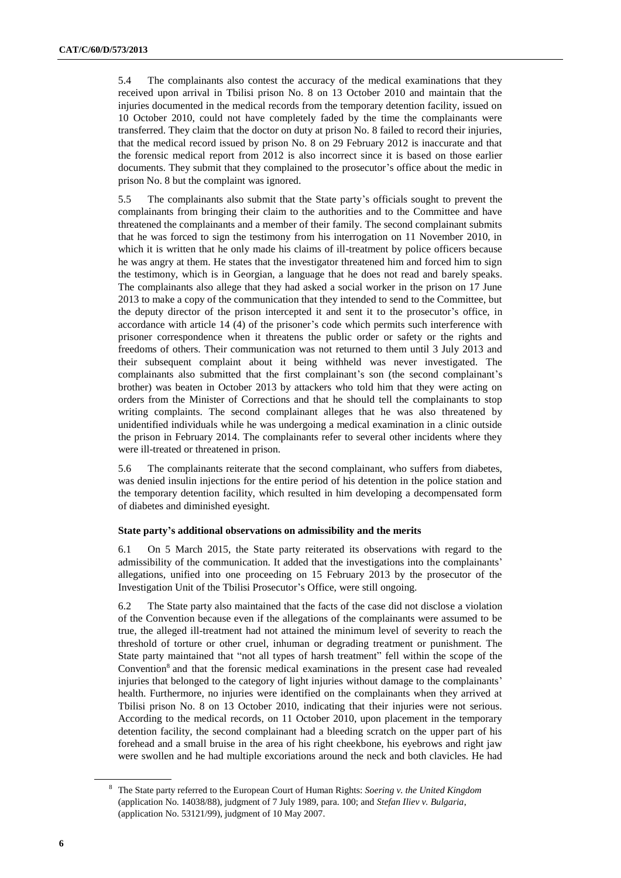5.4 The complainants also contest the accuracy of the medical examinations that they received upon arrival in Tbilisi prison No. 8 on 13 October 2010 and maintain that the injuries documented in the medical records from the temporary detention facility, issued on 10 October 2010, could not have completely faded by the time the complainants were transferred. They claim that the doctor on duty at prison No. 8 failed to record their injuries, that the medical record issued by prison No. 8 on 29 February 2012 is inaccurate and that the forensic medical report from 2012 is also incorrect since it is based on those earlier documents. They submit that they complained to the prosecutor's office about the medic in prison No. 8 but the complaint was ignored.

5.5 The complainants also submit that the State party's officials sought to prevent the complainants from bringing their claim to the authorities and to the Committee and have threatened the complainants and a member of their family. The second complainant submits that he was forced to sign the testimony from his interrogation on 11 November 2010, in which it is written that he only made his claims of ill-treatment by police officers because he was angry at them. He states that the investigator threatened him and forced him to sign the testimony, which is in Georgian, a language that he does not read and barely speaks. The complainants also allege that they had asked a social worker in the prison on 17 June 2013 to make a copy of the communication that they intended to send to the Committee, but the deputy director of the prison intercepted it and sent it to the prosecutor's office, in accordance with article 14 (4) of the prisoner's code which permits such interference with prisoner correspondence when it threatens the public order or safety or the rights and freedoms of others. Their communication was not returned to them until 3 July 2013 and their subsequent complaint about it being withheld was never investigated. The complainants also submitted that the first complainant's son (the second complainant's brother) was beaten in October 2013 by attackers who told him that they were acting on orders from the Minister of Corrections and that he should tell the complainants to stop writing complaints. The second complainant alleges that he was also threatened by unidentified individuals while he was undergoing a medical examination in a clinic outside the prison in February 2014. The complainants refer to several other incidents where they were ill-treated or threatened in prison.

5.6 The complainants reiterate that the second complainant, who suffers from diabetes, was denied insulin injections for the entire period of his detention in the police station and the temporary detention facility, which resulted in him developing a decompensated form of diabetes and diminished eyesight.

### State party's additional observations on admissibility and the merits

6.1 On 5 March 2015, the State party reiterated its observations with regard to the admissibility of the communication. It added that the investigations into the complainants' allegations, unified into one proceeding on 15 February 2013 by the prosecutor of the Investigation Unit of the Tbilisi Prosecutor's Office, were still ongoing.

6.2 The State party also maintained that the facts of the case did not disclose a violation of the Convention because even if the allegations of the complainants were assumed to be true, the alleged ill-treatment had not attained the minimum level of severity to reach the threshold of torture or other cruel, inhuman or degrading treatment or punishment. The State party maintained that "not all types of harsh treatment" fell within the scope of the Convention[8] and that the forensic medical examinations in the present case had revealed injuries that belonged to the category of light injuries without damage to the complainants' health. Furthermore, no injuries were identified on the complainants when they arrived at Tbilisi prison No. 8 on 13 October 2010, indicating that their injuries were not serious. According to the medical records, on 11 October 2010, upon placement in the temporary detention facility, the second complainant had a bleeding scratch on the upper part of his forehead and a small bruise in the area of his right cheekbone, his eyebrows and right jaw were swollen and he had multiple excoriations around the neck and both clavicles. He had

---

[8] The State party referred to the European Court of Human Rights: *Soering v. the United Kingdom* (application No. 14038/88), judgment of 7 July 1989, para. 100; and *Stefan Iliev v. Bulgaria*, (application No. 53121/99), judgment of 10 May 2007.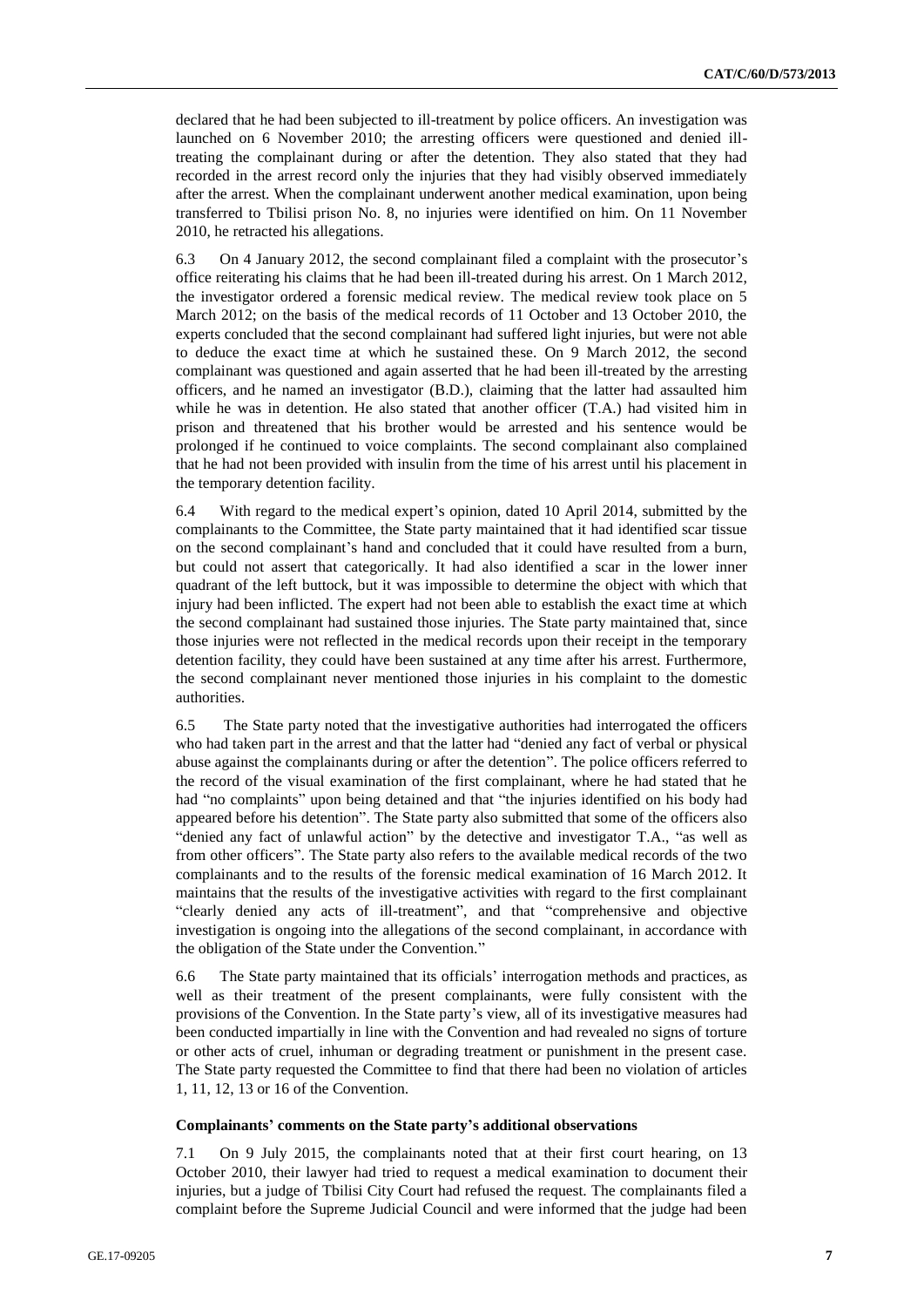declared that he had been subjected to ill-treatment by police officers. An investigation was launched on 6 November 2010; the arresting officers were questioned and denied ill-treating the complainant during or after the detention. They also stated that they had recorded in the arrest record only the injuries that they had visibly observed immediately after the arrest. When the complainant underwent another medical examination, upon being transferred to Tbilisi prison No. 8, no injuries were identified on him. On 11 November 2010, he retracted his allegations.

6.3 On 4 January 2012, the second complainant filed a complaint with the prosecutor's office reiterating his claims that he had been ill-treated during his arrest. On 1 March 2012, the investigator ordered a forensic medical review. The medical review took place on 5 March 2012; on the basis of the medical records of 11 October and 13 October 2010, the experts concluded that the second complainant had suffered light injuries, but were not able to deduce the exact time at which he sustained these. On 9 March 2012, the second complainant was questioned and again asserted that he had been ill-treated by the arresting officers, and he named an investigator (B.D.), claiming that the latter had assaulted him while he was in detention. He also stated that another officer (T.A.) had visited him in prison and threatened that his brother would be arrested and his sentence would be prolonged if he continued to voice complaints. The second complainant also complained that he had not been provided with insulin from the time of his arrest until his placement in the temporary detention facility.

6.4 With regard to the medical expert's opinion, dated 10 April 2014, submitted by the complainants to the Committee, the State party maintained that it had identified scar tissue on the second complainant's hand and concluded that it could have resulted from a burn, but could not assert that categorically. It had also identified a scar in the lower inner quadrant of the left buttock, but it was impossible to determine the object with which that injury had been inflicted. The expert had not been able to establish the exact time at which the second complainant had sustained those injuries. The State party maintained that, since those injuries were not reflected in the medical records upon their receipt in the temporary detention facility, they could have been sustained at any time after his arrest. Furthermore, the second complainant never mentioned those injuries in his complaint to the domestic authorities.

6.5 The State party noted that the investigative authorities had interrogated the officers who had taken part in the arrest and that the latter had "denied any fact of verbal or physical abuse against the complainants during or after the detention". The police officers referred to the record of the visual examination of the first complainant, where he had stated that he had "no complaints" upon being detained and that "the injuries identified on his body had appeared before his detention". The State party also submitted that some of the officers also "denied any fact of unlawful action" by the detective and investigator T.A., "as well as from other officers". The State party also refers to the available medical records of the two complainants and to the results of the forensic medical examination of 16 March 2012. It maintains that the results of the investigative activities with regard to the first complainant "clearly denied any acts of ill-treatment", and that "comprehensive and objective investigation is ongoing into the allegations of the second complainant, in accordance with the obligation of the State under the Convention."

6.6 The State party maintained that its officials' interrogation methods and practices, as well as their treatment of the present complainants, were fully consistent with the provisions of the Convention. In the State party's view, all of its investigative measures had been conducted impartially in line with the Convention and had revealed no signs of torture or other acts of cruel, inhuman or degrading treatment or punishment in the present case. The State party requested the Committee to find that there had been no violation of articles 1, 11, 12, 13 or 16 of the Convention.

### Complainants' comments on the State party's additional observations

7.1 On 9 July 2015, the complainants noted that at their first court hearing, on 13 October 2010, their lawyer had tried to request a medical examination to document their injuries, but a judge of Tbilisi City Court had refused the request. The complainants filed a complaint before the Supreme Judicial Council and were informed that the judge had been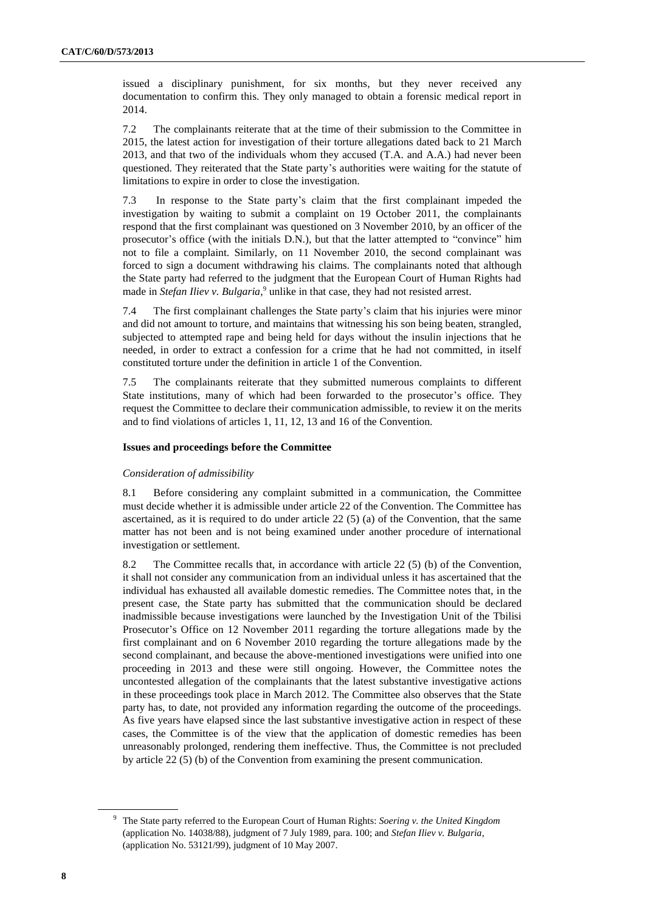issued a disciplinary punishment, for six months, but they never received any documentation to confirm this. They only managed to obtain a forensic medical report in 2014.

7.2 The complainants reiterate that at the time of their submission to the Committee in 2015, the latest action for investigation of their torture allegations dated back to 21 March 2013, and that two of the individuals whom they accused (T.A. and A.A.) had never been questioned. They reiterated that the State party's authorities were waiting for the statute of limitations to expire in order to close the investigation.

7.3 In response to the State party's claim that the first complainant impeded the investigation by waiting to submit a complaint on 19 October 2011, the complainants respond that the first complainant was questioned on 3 November 2010, by an officer of the prosecutor's office (with the initials D.N.), but that the latter attempted to "convince" him not to file a complaint. Similarly, on 11 November 2010, the second complainant was forced to sign a document withdrawing his claims. The complainants noted that although the State party had referred to the judgment that the European Court of Human Rights had made in *Stefan Iliev v. Bulgaria*,[9] unlike in that case, they had not resisted arrest.

7.4 The first complainant challenges the State party's claim that his injuries were minor and did not amount to torture, and maintains that witnessing his son being beaten, strangled, subjected to attempted rape and being held for days without the insulin injections that he needed, in order to extract a confession for a crime that he had not committed, in itself constituted torture under the definition in article 1 of the Convention.

7.5 The complainants reiterate that they submitted numerous complaints to different State institutions, many of which had been forwarded to the prosecutor's office. They request the Committee to declare their communication admissible, to review it on the merits and to find violations of articles 1, 11, 12, 13 and 16 of the Convention.

### Issues and proceedings before the Committee

#### *Consideration of admissibility*

8.1 Before considering any complaint submitted in a communication, the Committee must decide whether it is admissible under article 22 of the Convention. The Committee has ascertained, as it is required to do under article 22 (5) (a) of the Convention, that the same matter has not been and is not being examined under another procedure of international investigation or settlement.

8.2 The Committee recalls that, in accordance with article 22 (5) (b) of the Convention, it shall not consider any communication from an individual unless it has ascertained that the individual has exhausted all available domestic remedies. The Committee notes that, in the present case, the State party has submitted that the communication should be declared inadmissible because investigations were launched by the Investigation Unit of the Tbilisi Prosecutor's Office on 12 November 2011 regarding the torture allegations made by the first complainant and on 6 November 2010 regarding the torture allegations made by the second complainant, and because the above-mentioned investigations were unified into one proceeding in 2013 and these were still ongoing. However, the Committee notes the uncontested allegation of the complainants that the latest substantive investigative actions in these proceedings took place in March 2012. The Committee also observes that the State party has, to date, not provided any information regarding the outcome of the proceedings. As five years have elapsed since the last substantive investigative action in respect of these cases, the Committee is of the view that the application of domestic remedies has been unreasonably prolonged, rendering them ineffective. Thus, the Committee is not precluded by article 22 (5) (b) of the Convention from examining the present communication.

---

[9] The State party referred to the European Court of Human Rights: *Soering v. the United Kingdom* (application No. 14038/88), judgment of 7 July 1989, para. 100; and *Stefan Iliev v. Bulgaria*, (application No. 53121/99), judgment of 10 May 2007.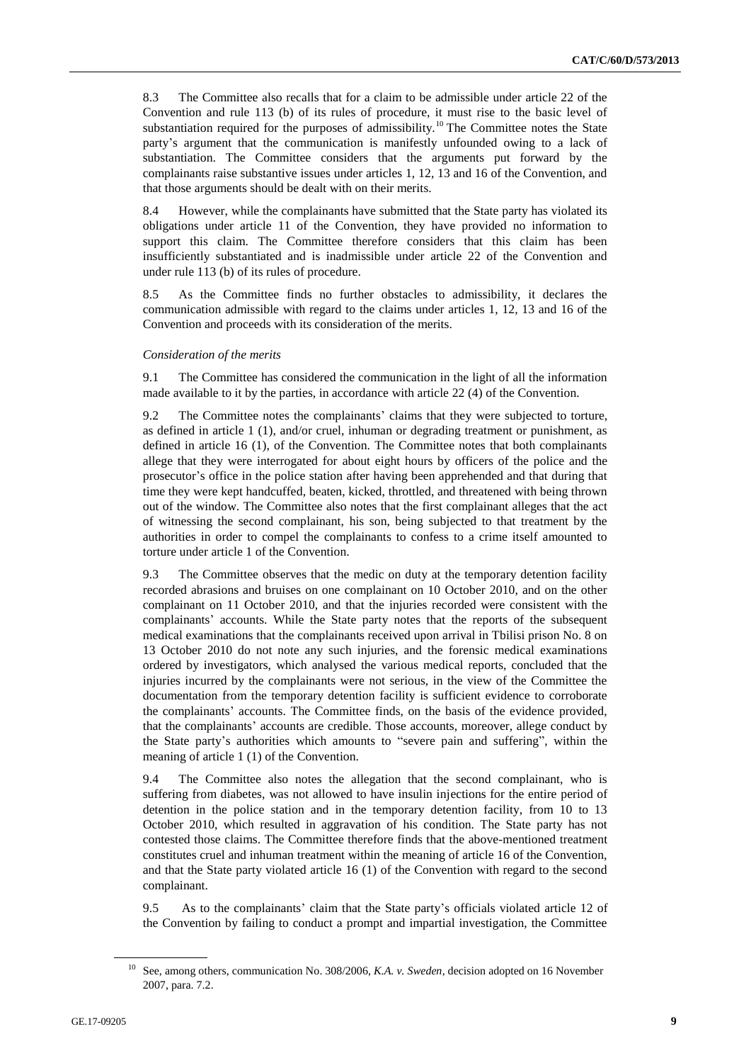8.3 The Committee also recalls that for a claim to be admissible under article 22 of the Convention and rule 113 (b) of its rules of procedure, it must rise to the basic level of substantiation required for the purposes of admissibility.[10] The Committee notes the State party's argument that the communication is manifestly unfounded owing to a lack of substantiation. The Committee considers that the arguments put forward by the complainants raise substantive issues under articles 1, 12, 13 and 16 of the Convention, and that those arguments should be dealt with on their merits.

8.4 However, while the complainants have submitted that the State party has violated its obligations under article 11 of the Convention, they have provided no information to support this claim. The Committee therefore considers that this claim has been insufficiently substantiated and is inadmissible under article 22 of the Convention and under rule 113 (b) of its rules of procedure.

8.5 As the Committee finds no further obstacles to admissibility, it declares the communication admissible with regard to the claims under articles 1, 12, 13 and 16 of the Convention and proceeds with its consideration of the merits.

*Consideration of the merits*

9.1 The Committee has considered the communication in the light of all the information made available to it by the parties, in accordance with article 22 (4) of the Convention.

9.2 The Committee notes the complainants' claims that they were subjected to torture, as defined in article 1 (1), and/or cruel, inhuman or degrading treatment or punishment, as defined in article 16 (1), of the Convention. The Committee notes that both complainants allege that they were interrogated for about eight hours by officers of the police and the prosecutor's office in the police station after having been apprehended and that during that time they were kept handcuffed, beaten, kicked, throttled, and threatened with being thrown out of the window. The Committee also notes that the first complainant alleges that the act of witnessing the second complainant, his son, being subjected to that treatment by the authorities in order to compel the complainants to confess to a crime itself amounted to torture under article 1 of the Convention.

9.3 The Committee observes that the medic on duty at the temporary detention facility recorded abrasions and bruises on one complainant on 10 October 2010, and on the other complainant on 11 October 2010, and that the injuries recorded were consistent with the complainants' accounts. While the State party notes that the reports of the subsequent medical examinations that the complainants received upon arrival in Tbilisi prison No. 8 on 13 October 2010 do not note any such injuries, and the forensic medical examinations ordered by investigators, which analysed the various medical reports, concluded that the injuries incurred by the complainants were not serious, in the view of the Committee the documentation from the temporary detention facility is sufficient evidence to corroborate the complainants' accounts. The Committee finds, on the basis of the evidence provided, that the complainants' accounts are credible. Those accounts, moreover, allege conduct by the State party's authorities which amounts to "severe pain and suffering", within the meaning of article 1 (1) of the Convention.

9.4 The Committee also notes the allegation that the second complainant, who is suffering from diabetes, was not allowed to have insulin injections for the entire period of detention in the police station and in the temporary detention facility, from 10 to 13 October 2010, which resulted in aggravation of his condition. The State party has not contested those claims. The Committee therefore finds that the above-mentioned treatment constitutes cruel and inhuman treatment within the meaning of article 16 of the Convention, and that the State party violated article 16 (1) of the Convention with regard to the second complainant.

9.5 As to the complainants' claim that the State party's officials violated article 12 of the Convention by failing to conduct a prompt and impartial investigation, the Committee

[10] See, among others, communication No. 308/2006, *K.A. v. Sweden*, decision adopted on 16 November 2007, para. 7.2.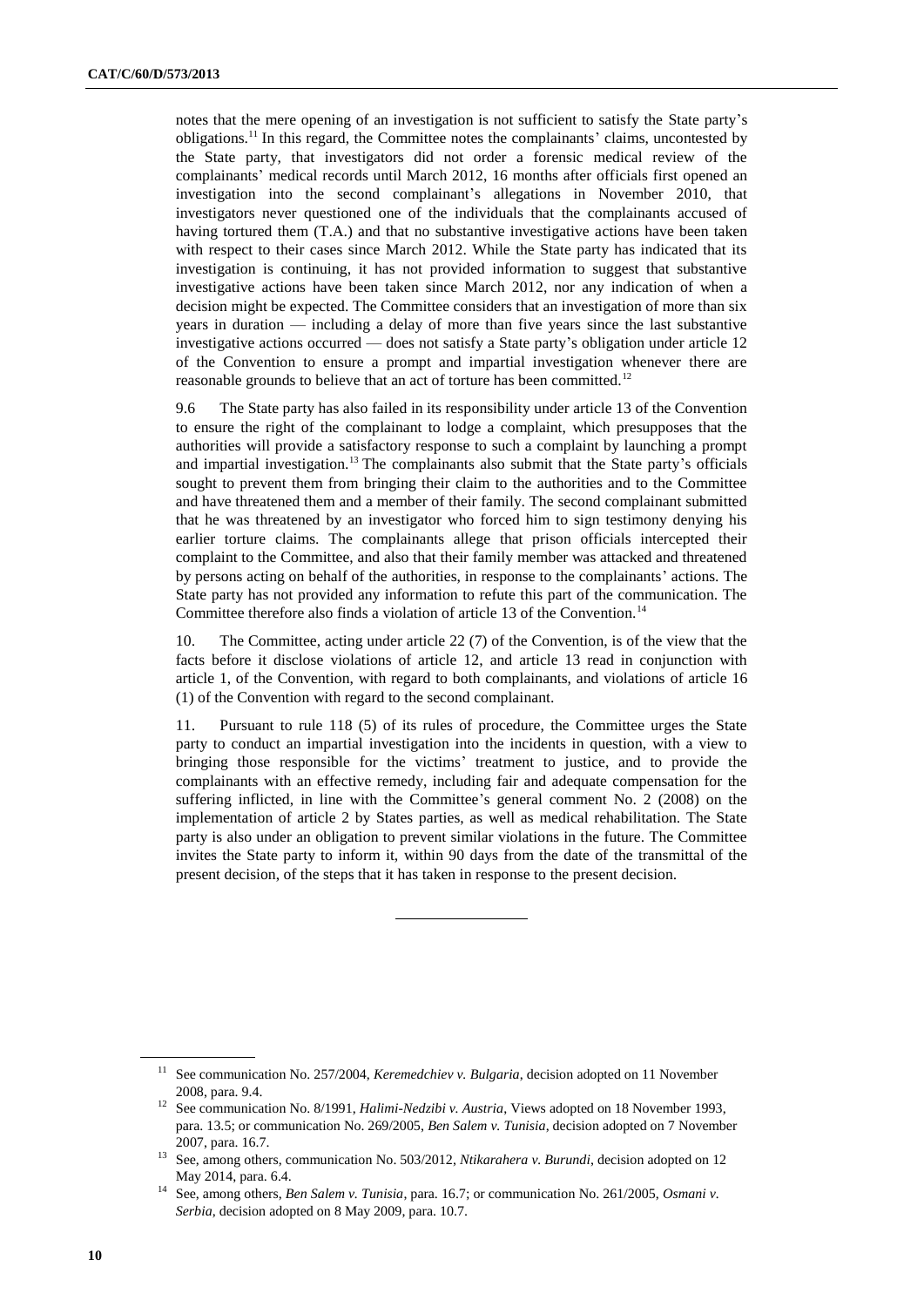notes that the mere opening of an investigation is not sufficient to satisfy the State party's obligations.[11] In this regard, the Committee notes the complainants' claims, uncontested by the State party, that investigators did not order a forensic medical review of the complainants' medical records until March 2012, 16 months after officials first opened an investigation into the second complainant's allegations in November 2010, that investigators never questioned one of the individuals that the complainants accused of having tortured them (T.A.) and that no substantive investigative actions have been taken with respect to their cases since March 2012. While the State party has indicated that its investigation is continuing, it has not provided information to suggest that substantive investigative actions have been taken since March 2012, nor any indication of when a decision might be expected. The Committee considers that an investigation of more than six years in duration — including a delay of more than five years since the last substantive investigative actions occurred — does not satisfy a State party's obligation under article 12 of the Convention to ensure a prompt and impartial investigation whenever there are reasonable grounds to believe that an act of torture has been committed.[12]

9.6 The State party has also failed in its responsibility under article 13 of the Convention to ensure the right of the complainant to lodge a complaint, which presupposes that the authorities will provide a satisfactory response to such a complaint by launching a prompt and impartial investigation.[13] The complainants also submit that the State party's officials sought to prevent them from bringing their claim to the authorities and to the Committee and have threatened them and a member of their family. The second complainant submitted that he was threatened by an investigator who forced him to sign testimony denying his earlier torture claims. The complainants allege that prison officials intercepted their complaint to the Committee, and also that their family member was attacked and threatened by persons acting on behalf of the authorities, in response to the complainants' actions. The State party has not provided any information to refute this part of the communication. The Committee therefore also finds a violation of article 13 of the Convention.[14]

10. The Committee, acting under article 22 (7) of the Convention, is of the view that the facts before it disclose violations of article 12, and article 13 read in conjunction with article 1, of the Convention, with regard to both complainants, and violations of article 16 (1) of the Convention with regard to the second complainant.

11. Pursuant to rule 118 (5) of its rules of procedure, the Committee urges the State party to conduct an impartial investigation into the incidents in question, with a view to bringing those responsible for the victims' treatment to justice, and to provide the complainants with an effective remedy, including fair and adequate compensation for the suffering inflicted, in line with the Committee's general comment No. 2 (2008) on the implementation of article 2 by States parties, as well as medical rehabilitation. The State party is also under an obligation to prevent similar violations in the future. The Committee invites the State party to inform it, within 90 days from the date of the transmittal of the present decision, of the steps that it has taken in response to the present decision.

---

[11] See communication No. 257/2004, *Keremedchiev v. Bulgaria*, decision adopted on 11 November 2008, para. 9.4.

[12] See communication No. 8/1991, *Halimi-Nedzibi v. Austria*, Views adopted on 18 November 1993, para. 13.5; or communication No. 269/2005, *Ben Salem v. Tunisia*, decision adopted on 7 November 2007, para. 16.7.

[13] See, among others, communication No. 503/2012, *Ntikarahera v. Burundi*, decision adopted on 12 May 2014, para. 6.4.

[14] See, among others, *Ben Salem v. Tunisia*, para. 16.7; or communication No. 261/2005, *Osmani v. Serbia*, decision adopted on 8 May 2009, para. 10.7.